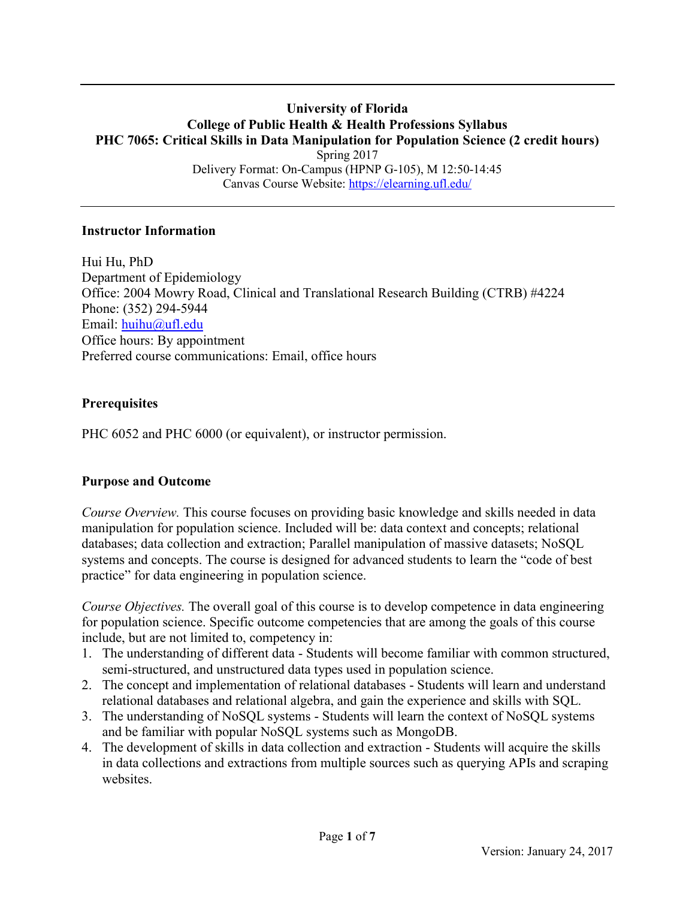**University of Florida**
**College of Public Health & Health Professions Syllabus**
**PHC 7065: Critical Skills in Data Manipulation for Population Science (2 credit hours)**

Spring 2017
Delivery Format: On-Campus (HPNP G-105), M 12:50-14:45
Canvas Course Website: https://elearning.ufl.edu/

---

## Instructor Information

Hui Hu, PhD
Department of Epidemiology
Office: 2004 Mowry Road, Clinical and Translational Research Building (CTRB) #4224
Phone: (352) 294-5944
Email: huihu@ufl.edu
Office hours: By appointment
Preferred course communications: Email, office hours

## Prerequisites

PHC 6052 and PHC 6000 (or equivalent), or instructor permission.

## Purpose and Outcome

*Course Overview.* This course focuses on providing basic knowledge and skills needed in data manipulation for population science. Included will be: data context and concepts; relational databases; data collection and extraction; Parallel manipulation of massive datasets; NoSQL systems and concepts. The course is designed for advanced students to learn the "code of best practice" for data engineering in population science.

*Course Objectives.* The overall goal of this course is to develop competence in data engineering for population science. Specific outcome competencies that are among the goals of this course include, but are not limited to, competency in:

1. The understanding of different data - Students will become familiar with common structured, semi-structured, and unstructured data types used in population science.
2. The concept and implementation of relational databases - Students will learn and understand relational databases and relational algebra, and gain the experience and skills with SQL.
3. The understanding of NoSQL systems - Students will learn the context of NoSQL systems and be familiar with popular NoSQL systems such as MongoDB.
4. The development of skills in data collection and extraction - Students will acquire the skills in data collections and extractions from multiple sources such as querying APIs and scraping websites.

Version: January 24, 2017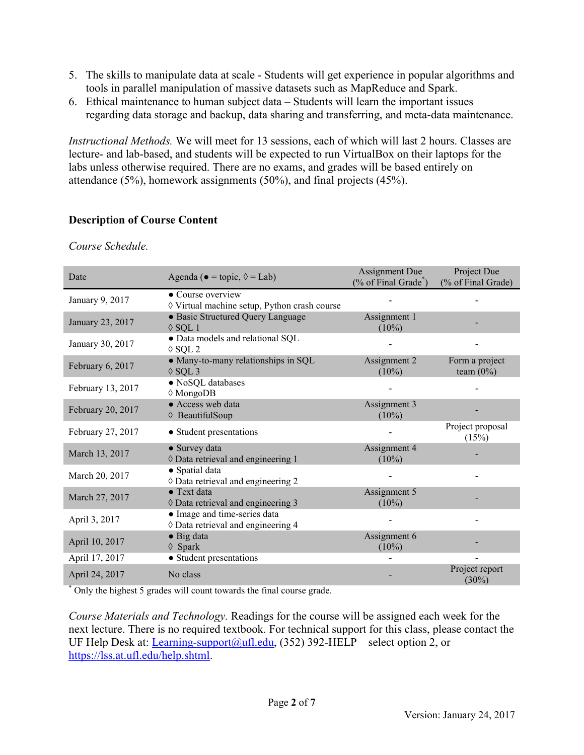5. The skills to manipulate data at scale - Students will get experience in popular algorithms and tools in parallel manipulation of massive datasets such as MapReduce and Spark.
6. Ethical maintenance to human subject data – Students will learn the important issues regarding data storage and backup, data sharing and transferring, and meta-data maintenance.

*Instructional Methods.* We will meet for 13 sessions, each of which will last 2 hours. Classes are lecture- and lab-based, and students will be expected to run VirtualBox on their laptops for the labs unless otherwise required. There are no exams, and grades will be based entirely on attendance (5%), homework assignments (50%), and final projects (45%).

## Description of Course Content

*Course Schedule.*

| Date | Agenda (● = topic, ◊ = Lab) | Assignment Due (% of Final Grade*) | Project Due (% of Final Grade) |
|---|---|---|---|
| January 9, 2017 | ● Course overview<br>◊ Virtual machine setup, Python crash course | - | - |
| January 23, 2017 | ● Basic Structured Query Language<br>◊ SQL 1 | Assignment 1 (10%) | - |
| January 30, 2017 | ● Data models and relational SQL<br>◊ SQL 2 | - | - |
| February 6, 2017 | ● Many-to-many relationships in SQL<br>◊ SQL 3 | Assignment 2 (10%) | Form a project team (0%) |
| February 13, 2017 | ● NoSQL databases<br>◊ MongoDB | - | - |
| February 20, 2017 | ● Access web data<br>◊ BeautifulSoup | Assignment 3 (10%) | - |
| February 27, 2017 | ● Student presentations | - | Project proposal (15%) |
| March 13, 2017 | ● Survey data<br>◊ Data retrieval and engineering 1 | Assignment 4 (10%) | - |
| March 20, 2017 | ● Spatial data<br>◊ Data retrieval and engineering 2 | - | - |
| March 27, 2017 | ● Text data<br>◊ Data retrieval and engineering 3 | Assignment 5 (10%) | - |
| April 3, 2017 | ● Image and time-series data<br>◊ Data retrieval and engineering 4 | - | - |
| April 10, 2017 | ● Big data<br>◊ Spark | Assignment 6 (10%) | - |
| April 17, 2017 | ● Student presentations | - | - |
| April 24, 2017 | No class | - | Project report (30%) |

* Only the highest 5 grades will count towards the final course grade.

*Course Materials and Technology.* Readings for the course will be assigned each week for the next lecture. There is no required textbook. For technical support for this class, please contact the UF Help Desk at: Learning-support@ufl.edu, (352) 392-HELP – select option 2, or https://lss.at.ufl.edu/help.shtml.

Version: January 24, 2017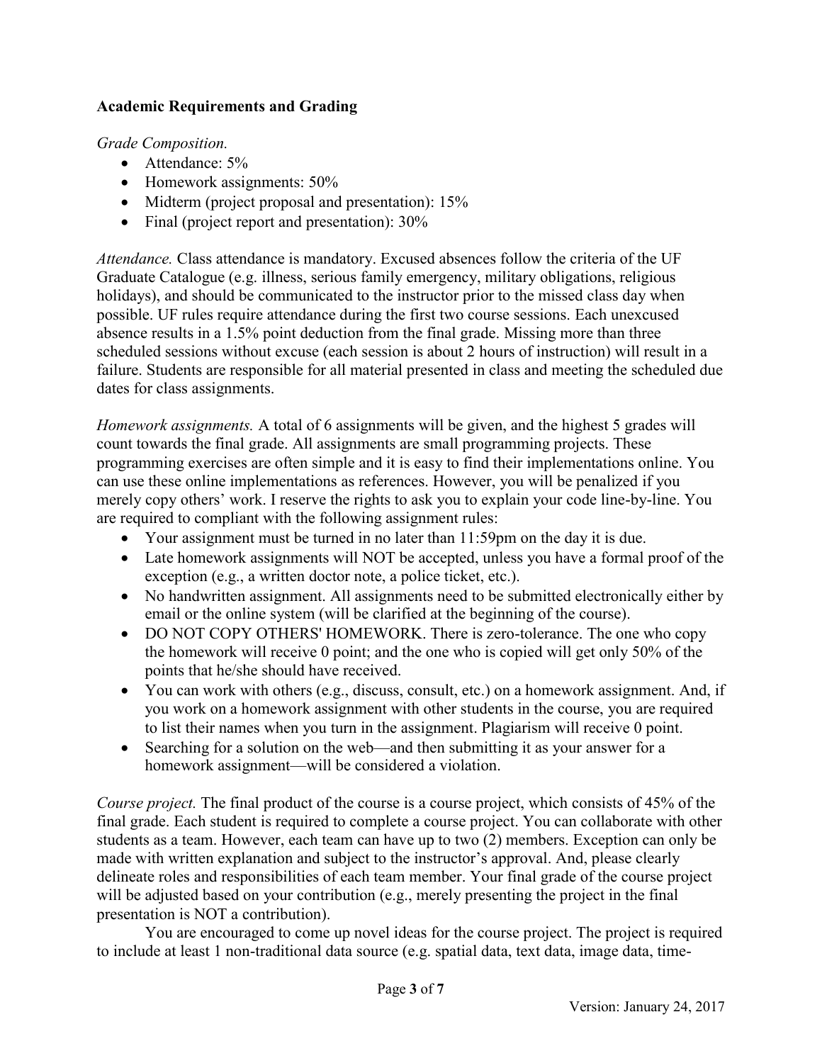**Academic Requirements and Grading**

*Grade Composition.*

- Attendance: 5%
- Homework assignments: 50%
- Midterm (project proposal and presentation): 15%
- Final (project report and presentation): 30%

*Attendance.* Class attendance is mandatory. Excused absences follow the criteria of the UF Graduate Catalogue (e.g. illness, serious family emergency, military obligations, religious holidays), and should be communicated to the instructor prior to the missed class day when possible. UF rules require attendance during the first two course sessions. Each unexcused absence results in a 1.5% point deduction from the final grade. Missing more than three scheduled sessions without excuse (each session is about 2 hours of instruction) will result in a failure. Students are responsible for all material presented in class and meeting the scheduled due dates for class assignments.

*Homework assignments.* A total of 6 assignments will be given, and the highest 5 grades will count towards the final grade. All assignments are small programming projects. These programming exercises are often simple and it is easy to find their implementations online. You can use these online implementations as references. However, you will be penalized if you merely copy others' work. I reserve the rights to ask you to explain your code line-by-line. You are required to compliant with the following assignment rules:

- Your assignment must be turned in no later than 11:59pm on the day it is due.
- Late homework assignments will NOT be accepted, unless you have a formal proof of the exception (e.g., a written doctor note, a police ticket, etc.).
- No handwritten assignment. All assignments need to be submitted electronically either by email or the online system (will be clarified at the beginning of the course).
- DO NOT COPY OTHERS' HOMEWORK. There is zero-tolerance. The one who copy the homework will receive 0 point; and the one who is copied will get only 50% of the points that he/she should have received.
- You can work with others (e.g., discuss, consult, etc.) on a homework assignment. And, if you work on a homework assignment with other students in the course, you are required to list their names when you turn in the assignment. Plagiarism will receive 0 point.
- Searching for a solution on the web—and then submitting it as your answer for a homework assignment—will be considered a violation.

*Course project.* The final product of the course is a course project, which consists of 45% of the final grade. Each student is required to complete a course project. You can collaborate with other students as a team. However, each team can have up to two (2) members. Exception can only be made with written explanation and subject to the instructor's approval. And, please clearly delineate roles and responsibilities of each team member. Your final grade of the course project will be adjusted based on your contribution (e.g., merely presenting the project in the final presentation is NOT a contribution).

You are encouraged to come up novel ideas for the course project. The project is required to include at least 1 non-traditional data source (e.g. spatial data, text data, image data, time-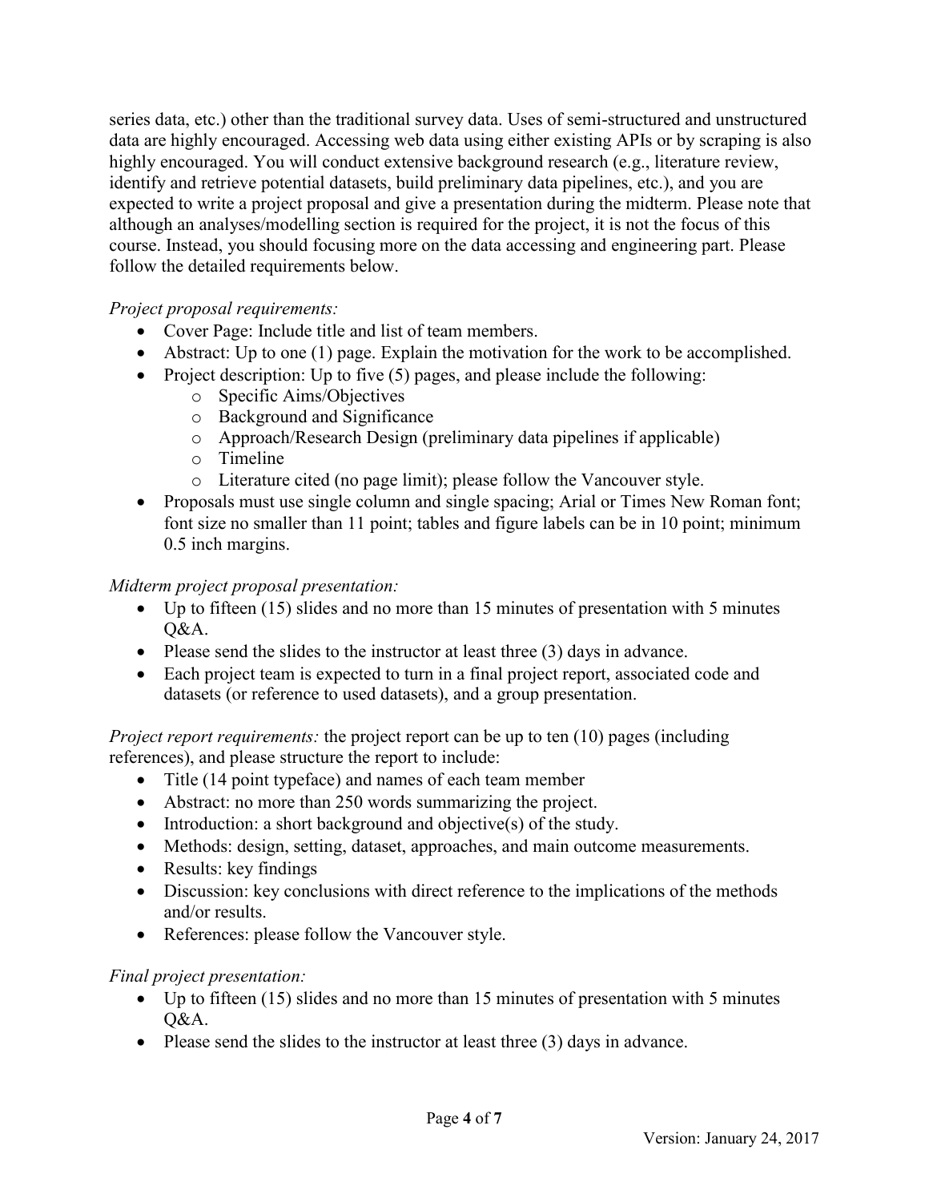series data, etc.) other than the traditional survey data. Uses of semi-structured and unstructured data are highly encouraged. Accessing web data using either existing APIs or by scraping is also highly encouraged. You will conduct extensive background research (e.g., literature review, identify and retrieve potential datasets, build preliminary data pipelines, etc.), and you are expected to write a project proposal and give a presentation during the midterm. Please note that although an analyses/modelling section is required for the project, it is not the focus of this course. Instead, you should focusing more on the data accessing and engineering part. Please follow the detailed requirements below.

*Project proposal requirements:*

- Cover Page: Include title and list of team members.
- Abstract: Up to one (1) page. Explain the motivation for the work to be accomplished.
- Project description: Up to five (5) pages, and please include the following:
  - Specific Aims/Objectives
  - Background and Significance
  - Approach/Research Design (preliminary data pipelines if applicable)
  - Timeline
  - Literature cited (no page limit); please follow the Vancouver style.
- Proposals must use single column and single spacing; Arial or Times New Roman font; font size no smaller than 11 point; tables and figure labels can be in 10 point; minimum 0.5 inch margins.

*Midterm project proposal presentation:*

- Up to fifteen (15) slides and no more than 15 minutes of presentation with 5 minutes Q&A.
- Please send the slides to the instructor at least three (3) days in advance.
- Each project team is expected to turn in a final project report, associated code and datasets (or reference to used datasets), and a group presentation.

*Project report requirements:* the project report can be up to ten (10) pages (including references), and please structure the report to include:

- Title (14 point typeface) and names of each team member
- Abstract: no more than 250 words summarizing the project.
- Introduction: a short background and objective(s) of the study.
- Methods: design, setting, dataset, approaches, and main outcome measurements.
- Results: key findings
- Discussion: key conclusions with direct reference to the implications of the methods and/or results.
- References: please follow the Vancouver style.

*Final project presentation:*

- Up to fifteen (15) slides and no more than 15 minutes of presentation with 5 minutes Q&A.
- Please send the slides to the instructor at least three (3) days in advance.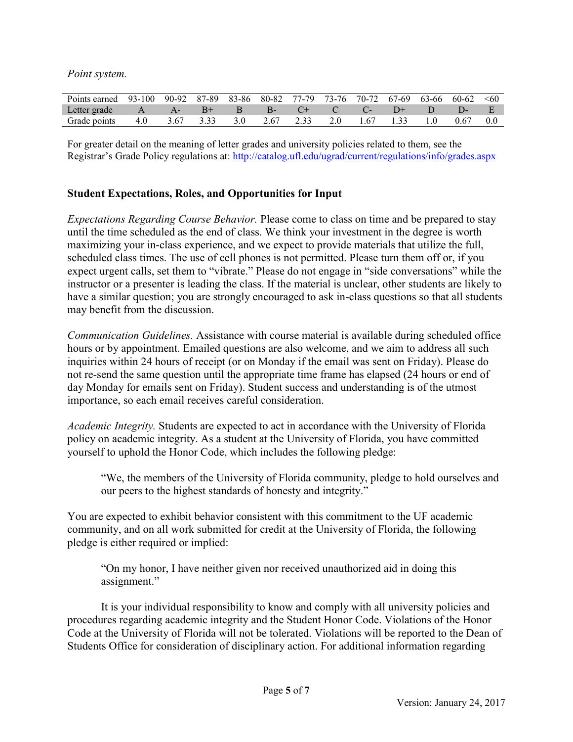*Point system.*

| Points earned | 93-100 | 90-92 | 87-89 | 83-86 | 80-82 | 77-79 | 73-76 | 70-72 | 67-69 | 63-66 | 60-62 | <60 |
|---|---|---|---|---|---|---|---|---|---|---|---|---|
| Letter grade | A | A- | B+ | B | B- | C+ | C | C- | D+ | D | D- | E |
| Grade points | 4.0 | 3.67 | 3.33 | 3.0 | 2.67 | 2.33 | 2.0 | 1.67 | 1.33 | 1.0 | 0.67 | 0.0 |

For greater detail on the meaning of letter grades and university policies related to them, see the Registrar's Grade Policy regulations at: http://catalog.ufl.edu/ugrad/current/regulations/info/grades.aspx

## Student Expectations, Roles, and Opportunities for Input

*Expectations Regarding Course Behavior.* Please come to class on time and be prepared to stay until the time scheduled as the end of class. We think your investment in the degree is worth maximizing your in-class experience, and we expect to provide materials that utilize the full, scheduled class times. The use of cell phones is not permitted. Please turn them off or, if you expect urgent calls, set them to "vibrate." Please do not engage in "side conversations" while the instructor or a presenter is leading the class. If the material is unclear, other students are likely to have a similar question; you are strongly encouraged to ask in-class questions so that all students may benefit from the discussion.

*Communication Guidelines.* Assistance with course material is available during scheduled office hours or by appointment. Emailed questions are also welcome, and we aim to address all such inquiries within 24 hours of receipt (or on Monday if the email was sent on Friday). Please do not re-send the same question until the appropriate time frame has elapsed (24 hours or end of day Monday for emails sent on Friday). Student success and understanding is of the utmost importance, so each email receives careful consideration.

*Academic Integrity.* Students are expected to act in accordance with the University of Florida policy on academic integrity. As a student at the University of Florida, you have committed yourself to uphold the Honor Code, which includes the following pledge:

> "We, the members of the University of Florida community, pledge to hold ourselves and our peers to the highest standards of honesty and integrity."

You are expected to exhibit behavior consistent with this commitment to the UF academic community, and on all work submitted for credit at the University of Florida, the following pledge is either required or implied:

> "On my honor, I have neither given nor received unauthorized aid in doing this assignment."

It is your individual responsibility to know and comply with all university policies and procedures regarding academic integrity and the Student Honor Code. Violations of the Honor Code at the University of Florida will not be tolerated. Violations will be reported to the Dean of Students Office for consideration of disciplinary action. For additional information regarding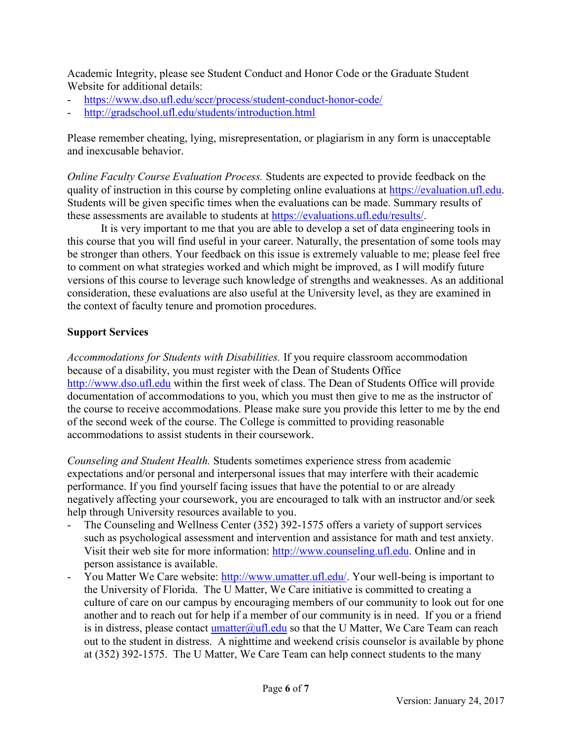Academic Integrity, please see Student Conduct and Honor Code or the Graduate Student Website for additional details:

- https://www.dso.ufl.edu/sccr/process/student-conduct-honor-code/
- http://gradschool.ufl.edu/students/introduction.html

Please remember cheating, lying, misrepresentation, or plagiarism in any form is unacceptable and inexcusable behavior.

*Online Faculty Course Evaluation Process.* Students are expected to provide feedback on the quality of instruction in this course by completing online evaluations at https://evaluation.ufl.edu. Students will be given specific times when the evaluations can be made. Summary results of these assessments are available to students at https://evaluations.ufl.edu/results/.

It is very important to me that you are able to develop a set of data engineering tools in this course that you will find useful in your career. Naturally, the presentation of some tools may be stronger than others. Your feedback on this issue is extremely valuable to me; please feel free to comment on what strategies worked and which might be improved, as I will modify future versions of this course to leverage such knowledge of strengths and weaknesses. As an additional consideration, these evaluations are also useful at the University level, as they are examined in the context of faculty tenure and promotion procedures.

**Support Services**

*Accommodations for Students with Disabilities.* If you require classroom accommodation because of a disability, you must register with the Dean of Students Office http://www.dso.ufl.edu within the first week of class. The Dean of Students Office will provide documentation of accommodations to you, which you must then give to me as the instructor of the course to receive accommodations. Please make sure you provide this letter to me by the end of the second week of the course. The College is committed to providing reasonable accommodations to assist students in their coursework.

*Counseling and Student Health.* Students sometimes experience stress from academic expectations and/or personal and interpersonal issues that may interfere with their academic performance. If you find yourself facing issues that have the potential to or are already negatively affecting your coursework, you are encouraged to talk with an instructor and/or seek help through University resources available to you.

- The Counseling and Wellness Center (352) 392-1575 offers a variety of support services such as psychological assessment and intervention and assistance for math and test anxiety. Visit their web site for more information: http://www.counseling.ufl.edu. Online and in person assistance is available.
- You Matter We Care website: http://www.umatter.ufl.edu/. Your well-being is important to the University of Florida. The U Matter, We Care initiative is committed to creating a culture of care on our campus by encouraging members of our community to look out for one another and to reach out for help if a member of our community is in need. If you or a friend is in distress, please contact umatter@ufl.edu so that the U Matter, We Care Team can reach out to the student in distress. A nighttime and weekend crisis counselor is available by phone at (352) 392-1575. The U Matter, We Care Team can help connect students to the many

Version: January 24, 2017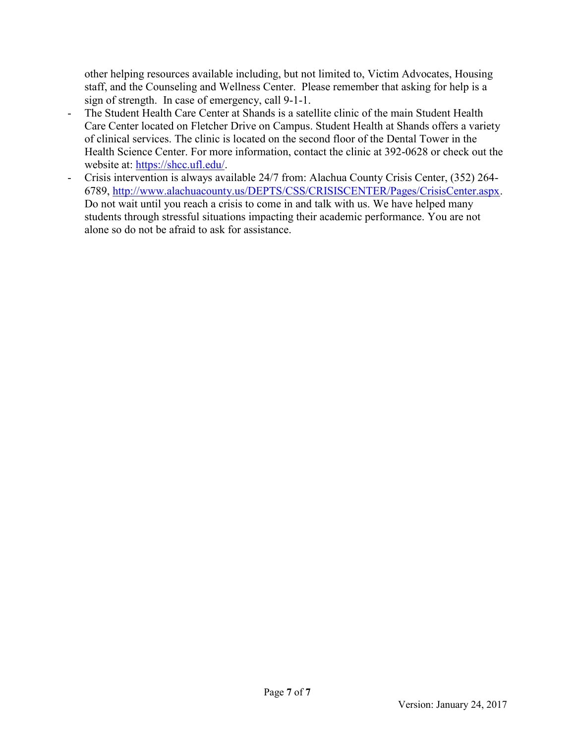other helping resources available including, but not limited to, Victim Advocates, Housing staff, and the Counseling and Wellness Center. Please remember that asking for help is a sign of strength. In case of emergency, call 9-1-1.

- The Student Health Care Center at Shands is a satellite clinic of the main Student Health Care Center located on Fletcher Drive on Campus. Student Health at Shands offers a variety of clinical services. The clinic is located on the second floor of the Dental Tower in the Health Science Center. For more information, contact the clinic at 392-0628 or check out the website at: https://shcc.ufl.edu/.
- Crisis intervention is always available 24/7 from: Alachua County Crisis Center, (352) 264-6789, http://www.alachuacounty.us/DEPTS/CSS/CRISISCENTER/Pages/CrisisCenter.aspx. Do not wait until you reach a crisis to come in and talk with us. We have helped many students through stressful situations impacting their academic performance. You are not alone so do not be afraid to ask for assistance.

Version: January 24, 2017